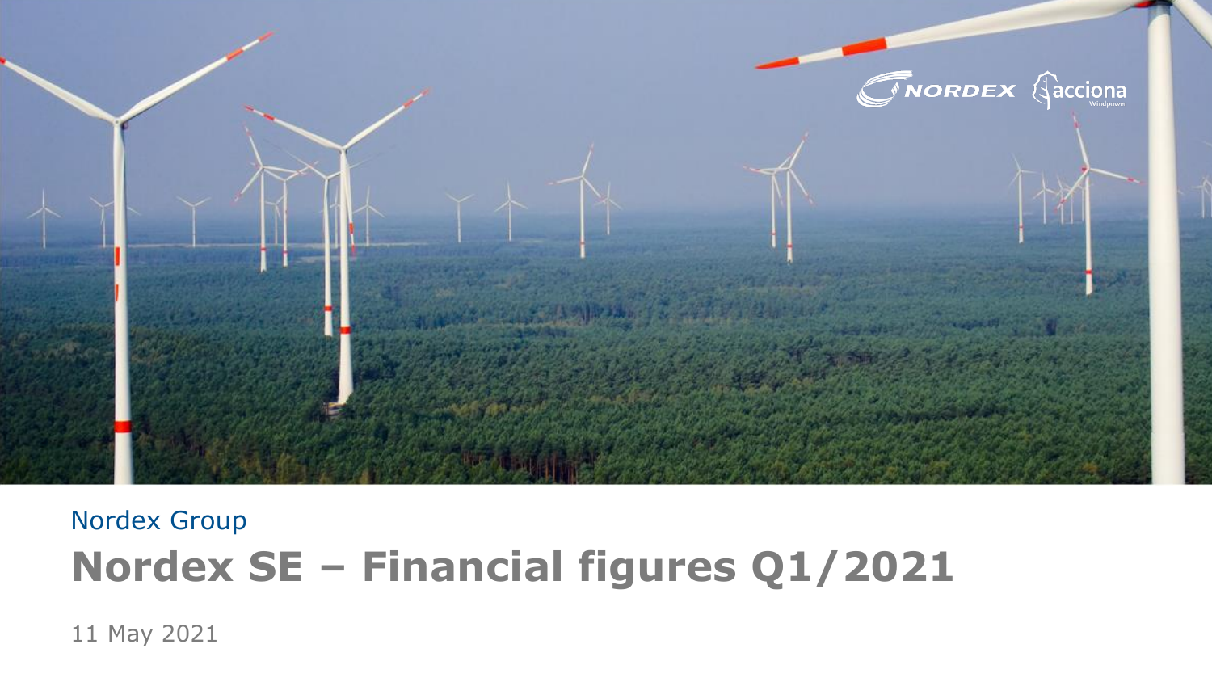Nordex Group

# Nordex SE – Financial figures Q1/2021

11 May 2021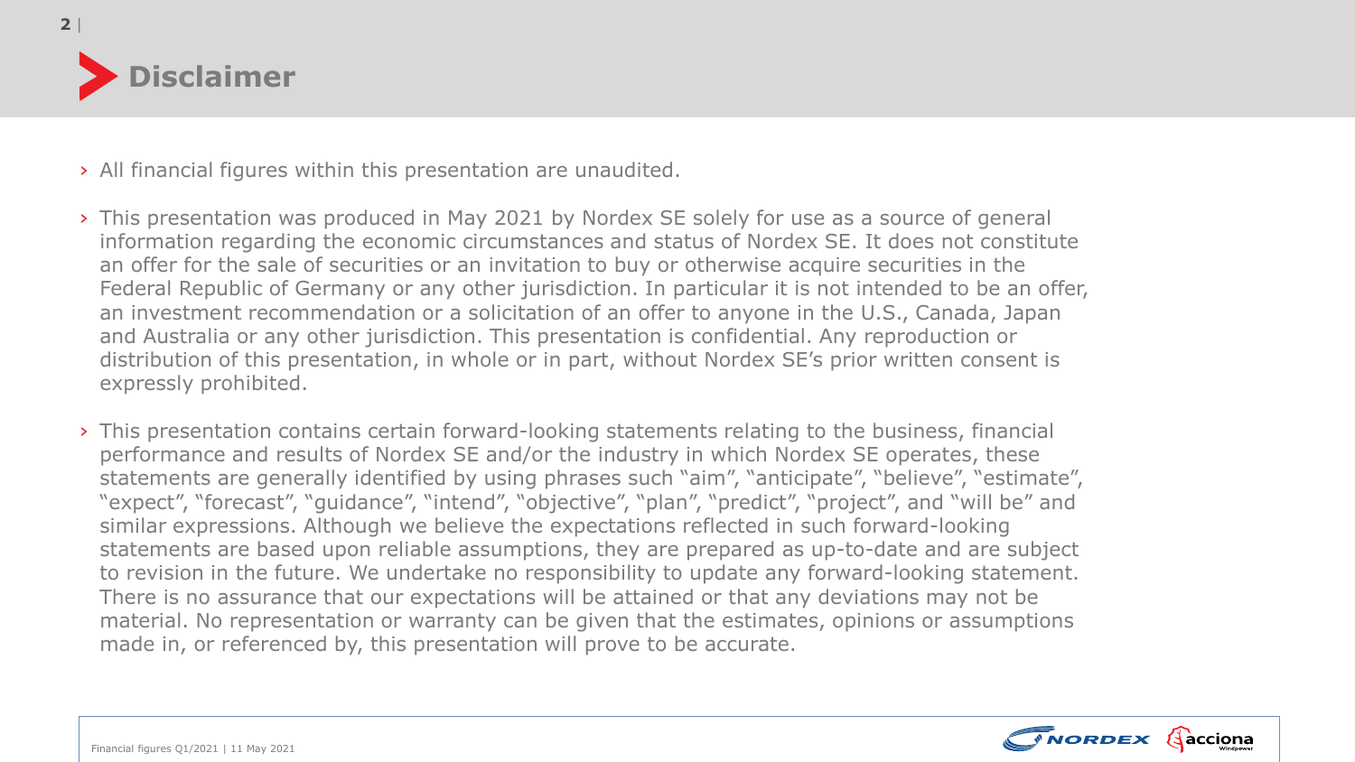# Disclaimer

- All financial figures within this presentation are unaudited.
- This presentation was produced in May 2021 by Nordex SE solely for use as a source of general information regarding the economic circumstances and status of Nordex SE. It does not constitute an offer for the sale of securities or an invitation to buy or otherwise acquire securities in the Federal Republic of Germany or any other jurisdiction. In particular it is not intended to be an offer, an investment recommendation or a solicitation of an offer to anyone in the U.S., Canada, Japan and Australia or any other jurisdiction. This presentation is confidential. Any reproduction or distribution of this presentation, in whole or in part, without Nordex SE's prior written consent is expressly prohibited.
- This presentation contains certain forward-looking statements relating to the business, financial performance and results of Nordex SE and/or the industry in which Nordex SE operates, these statements are generally identified by using phrases such "aim", "anticipate", "believe", "estimate", "expect", "forecast", "guidance", "intend", "objective", "plan", "predict", "project", and "will be" and similar expressions. Although we believe the expectations reflected in such forward-looking statements are based upon reliable assumptions, they are prepared as up-to-date and are subject to revision in the future. We undertake no responsibility to update any forward-looking statement. There is no assurance that our expectations will be attained or that any deviations may not be material. No representation or warranty can be given that the estimates, opinions or assumptions made in, or referenced by, this presentation will prove to be accurate.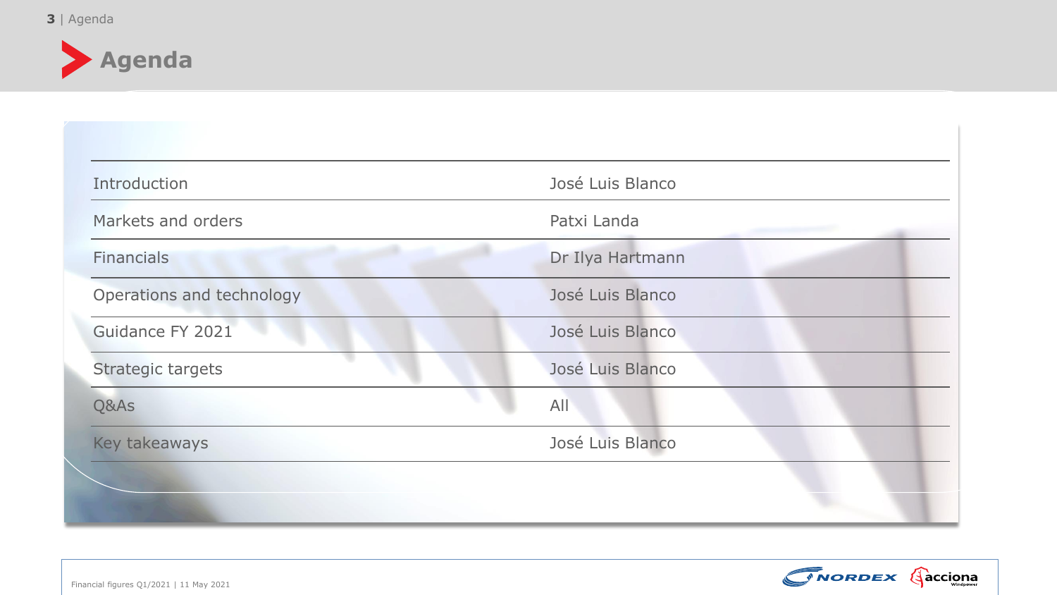# Agenda

| Topic | Speaker |
|---|---|
| Introduction | José Luis Blanco |
| Markets and orders | Patxi Landa |
| Financials | Dr Ilya Hartmann |
| Operations and technology | José Luis Blanco |
| Guidance FY 2021 | José Luis Blanco |
| Strategic targets | José Luis Blanco |
| Q&As | All |
| Key takeaways | José Luis Blanco |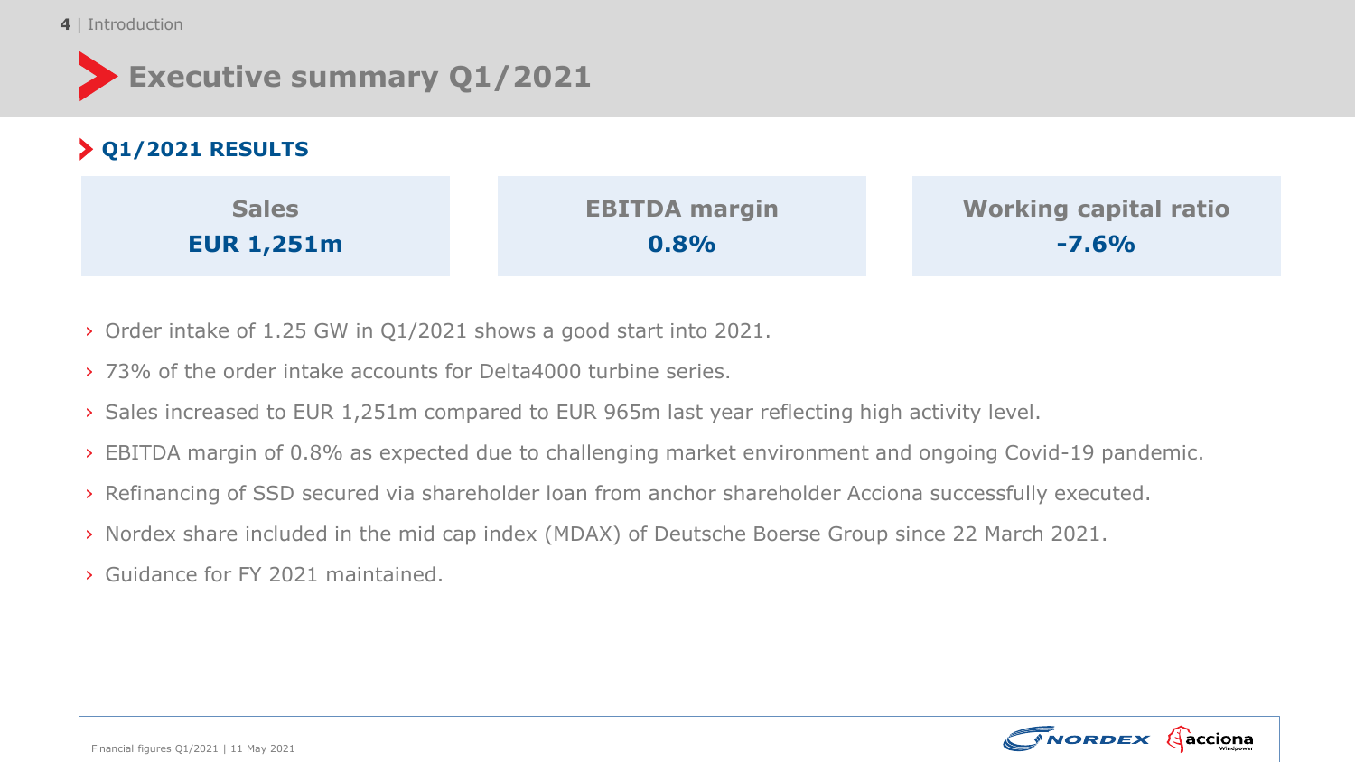# Executive summary Q1/2021

## Q1/2021 RESULTS

| Sales | EBITDA margin | Working capital ratio |
| --- | --- | --- |
| **EUR 1,251m** | **0.8%** | **-7.6%** |

- Order intake of 1.25 GW in Q1/2021 shows a good start into 2021.
- 73% of the order intake accounts for Delta4000 turbine series.
- Sales increased to EUR 1,251m compared to EUR 965m last year reflecting high activity level.
- EBITDA margin of 0.8% as expected due to challenging market environment and ongoing Covid-19 pandemic.
- Refinancing of SSD secured via shareholder loan from anchor shareholder Acciona successfully executed.
- Nordex share included in the mid cap index (MDAX) of Deutsche Boerse Group since 22 March 2021.
- Guidance for FY 2021 maintained.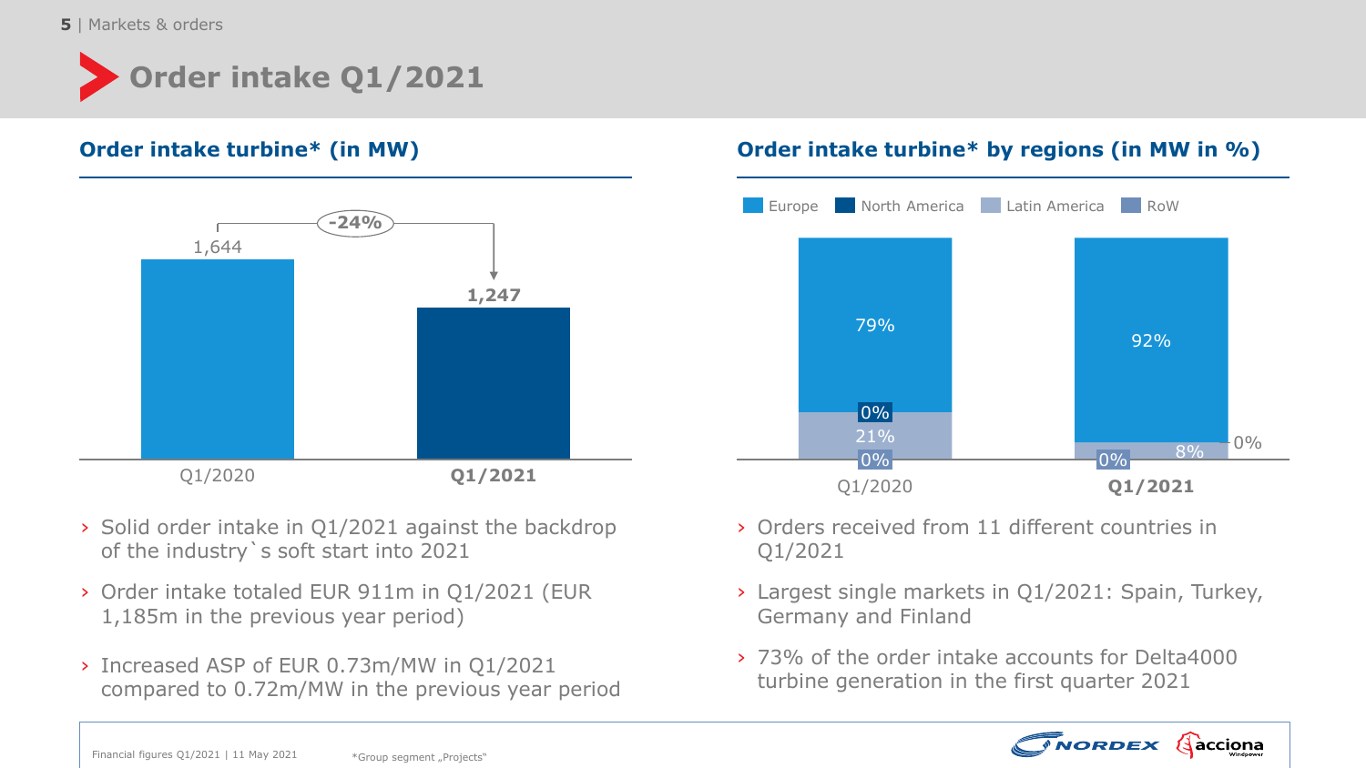# Order intake Q1/2021

## Order intake turbine* (in MW)

| | Q1/2020 | Q1/2021 |
|---|---|---|
| Order intake turbine (MW) | 1,644 | 1,247 |

Change: -24%

- Solid order intake in Q1/2021 against the backdrop of the industry`s soft start into 2021
- Order intake totaled EUR 911m in Q1/2021 (EUR 1,185m in the previous year period)
- Increased ASP of EUR 0.73m/MW in Q1/2021 compared to 0.72m/MW in the previous year period

## Order intake turbine* by regions (in MW in %)

| Region | Q1/2020 | Q1/2021 |
|---|---|---|
| Europe | 79% | 92% |
| North America | 0% | 0% |
| Latin America | 21% | 8% |
| RoW | 0% | 0% |

- Orders received from 11 different countries in Q1/2021
- Largest single markets in Q1/2021: Spain, Turkey, Germany and Finland
- 73% of the order intake accounts for Delta4000 turbine generation in the first quarter 2021

*Group segment „Projects“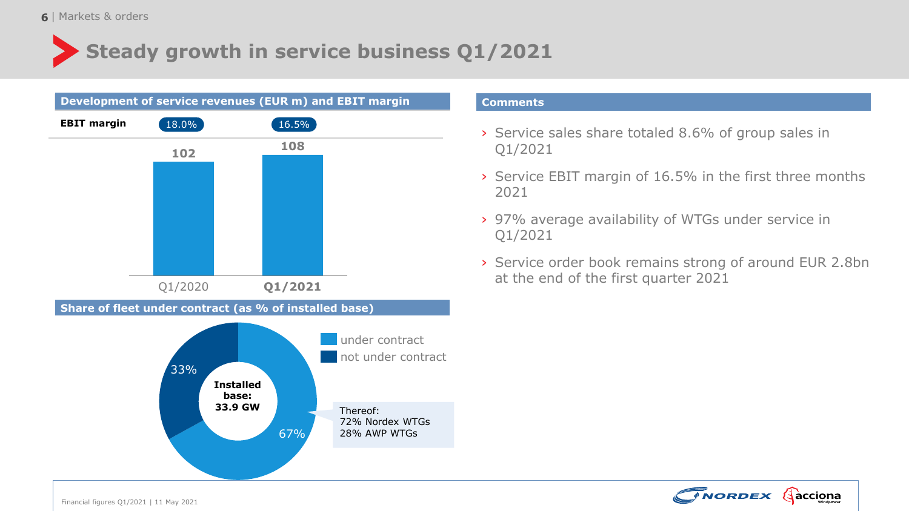# Steady growth in service business Q1/2021

## Development of service revenues (EUR m) and EBIT margin

| | Q1/2020 | **Q1/2021** |
|---|---|---|
| **EBIT margin** | 18.0% | 16.5% |
| Service revenues (EUR m) | 102 | **108** |

## Share of fleet under contract (as % of installed base)

**Installed base: 33.9 GW**

- under contract: 67%
- not under contract: 33%

Thereof:
72% Nordex WTGs
28% AWP WTGs

## Comments

- Service sales share totaled 8.6% of group sales in Q1/2021
- Service EBIT margin of 16.5% in the first three months 2021
- 97% average availability of WTGs under service in Q1/2021
- Service order book remains strong of around EUR 2.8bn at the end of the first quarter 2021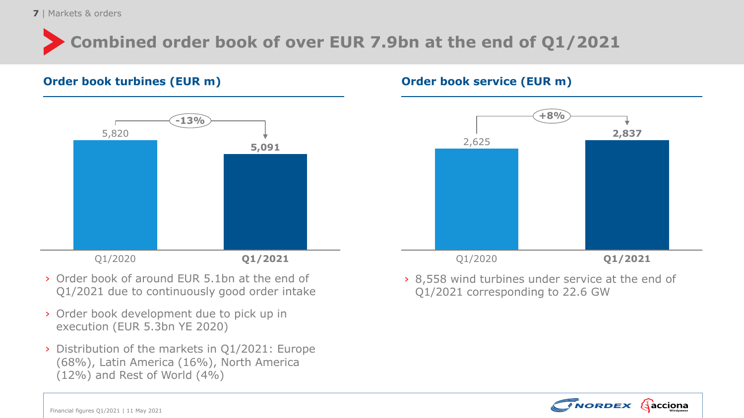# Combined order book of over EUR 7.9bn at the end of Q1/2021

## Order book turbines (EUR m)

| | Q1/2020 | Q1/2021 |
|---|---|---|
| Order book turbines | 5,820 | **5,091** |
| Change | | -13% |

- Order book of around EUR 5.1bn at the end of Q1/2021 due to continuously good order intake
- Order book development due to pick up in execution (EUR 5.3bn YE 2020)
- Distribution of the markets in Q1/2021: Europe (68%), Latin America (16%), North America (12%) and Rest of World (4%)

## Order book service (EUR m)

| | Q1/2020 | Q1/2021 |
|---|---|---|
| Order book service | 2,625 | **2,837** |
| Change | | +8% |

- 8,558 wind turbines under service at the end of Q1/2021 corresponding to 22.6 GW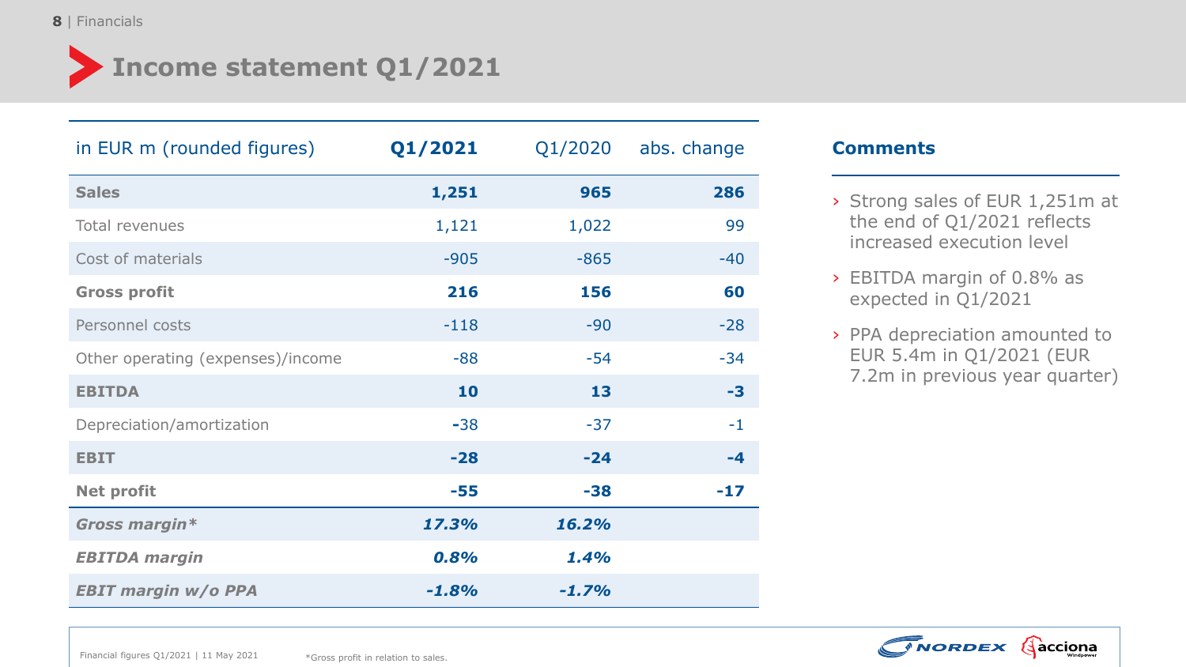# Income statement Q1/2021

| in EUR m (rounded figures) | **Q1/2021** | Q1/2020 | abs. change |
|---|---|---|---|
| **Sales** | **1,251** | **965** | **286** |
| Total revenues | 1,121 | 1,022 | 99 |
| Cost of materials | -905 | -865 | -40 |
| **Gross profit** | **216** | **156** | **60** |
| Personnel costs | -118 | -90 | -28 |
| Other operating (expenses)/income | -88 | -54 | -34 |
| **EBITDA** | **10** | **13** | **-3** |
| Depreciation/amortization | -38 | -37 | -1 |
| **EBIT** | **-28** | **-24** | **-4** |
| **Net profit** | **-55** | **-38** | **-17** |
| ***Gross margin**** | ***17.3%*** | ***16.2%*** | |
| ***EBITDA margin*** | ***0.8%*** | ***1.4%*** | |
| ***EBIT margin w/o PPA*** | ***-1.8%*** | ***-1.7%*** | |

## Comments

- Strong sales of EUR 1,251m at the end of Q1/2021 reflects increased execution level
- EBITDA margin of 0.8% as expected in Q1/2021
- PPA depreciation amounted to EUR 5.4m in Q1/2021 (EUR 7.2m in previous year quarter)

*Gross profit in relation to sales.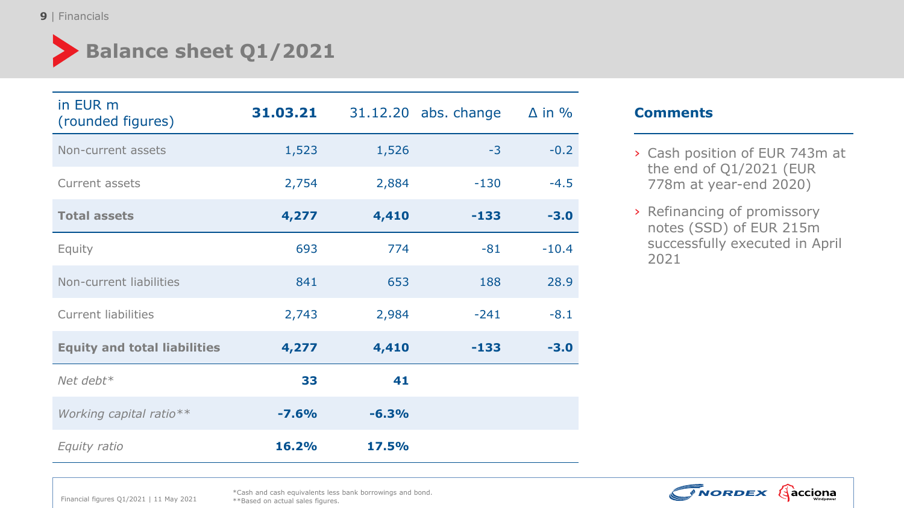# Balance sheet Q1/2021

| in EUR m (rounded figures) | **31.03.21** | 31.12.20 | abs. change | Δ in % |
|---|---|---|---|---|
| Non-current assets | 1,523 | 1,526 | -3 | -0.2 |
| Current assets | 2,754 | 2,884 | -130 | -4.5 |
| **Total assets** | **4,277** | **4,410** | **-133** | **-3.0** |
| Equity | 693 | 774 | -81 | -10.4 |
| Non-current liabilities | 841 | 653 | 188 | 28.9 |
| Current liabilities | 2,743 | 2,984 | -241 | -8.1 |
| **Equity and total liabilities** | **4,277** | **4,410** | **-133** | **-3.0** |
| *Net debt** | **33** | **41** | | |
| *Working capital ratio*** | **-7.6%** | **-6.3%** | | |
| *Equity ratio* | **16.2%** | **17.5%** | | |

## Comments

- Cash position of EUR 743m at the end of Q1/2021 (EUR 778m at year-end 2020)
- Refinancing of promissory notes (SSD) of EUR 215m successfully executed in April 2021

*Cash and cash equivalents less bank borrowings and bond.
**Based on actual sales figures.

Financial figures Q1/2021 | 11 May 2021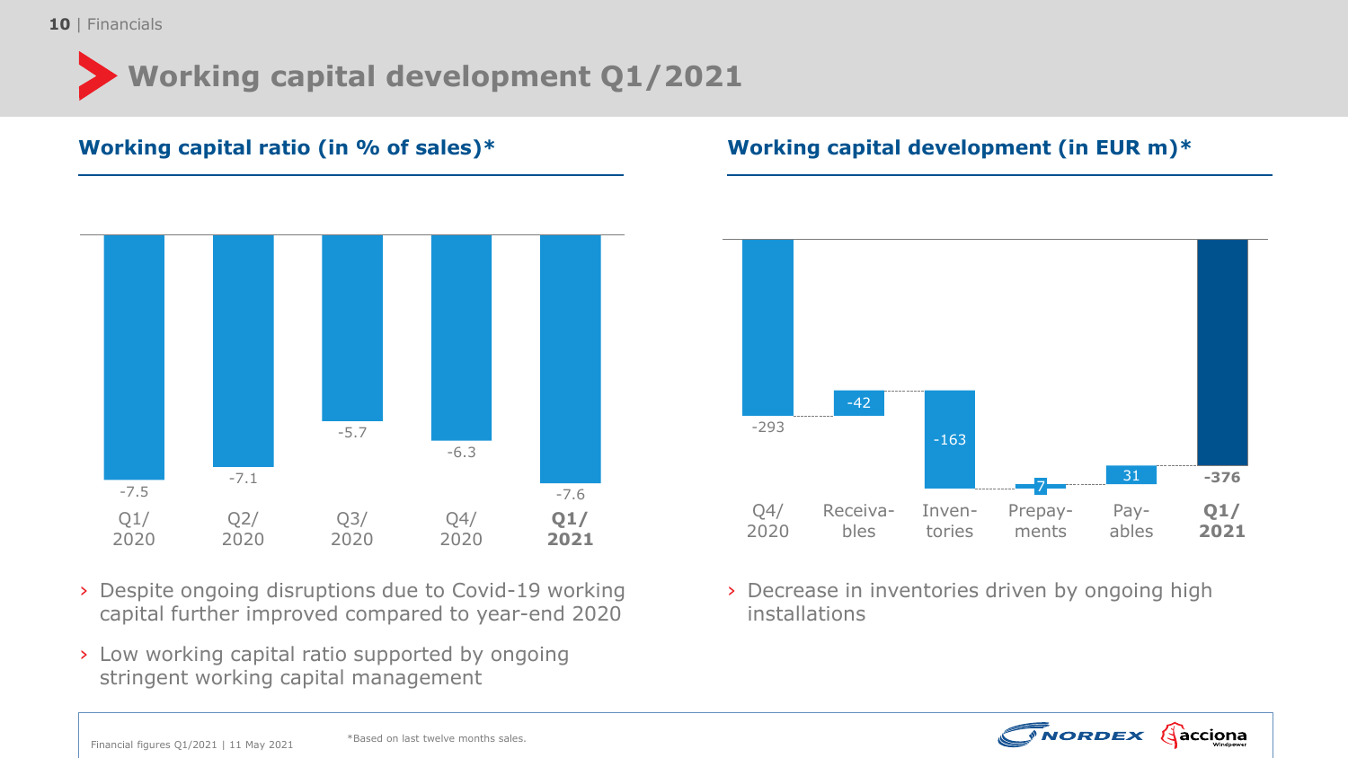# Working capital development Q1/2021

## Working capital ratio (in % of sales)*

| Q1/2020 | Q2/2020 | Q3/2020 | Q4/2020 | **Q1/2021** |
|---|---|---|---|---|
| -7.5 | -7.1 | -5.7 | -6.3 | -7.6 |

- Despite ongoing disruptions due to Covid-19 working capital further improved compared to year-end 2020
- Low working capital ratio supported by ongoing stringent working capital management

## Working capital development (in EUR m)*

| Q4/2020 | Receivables | Inventories | Prepayments | Payables | **Q1/2021** |
|---|---|---|---|---|---|
| -293 | -42 | -163 | 7 | 31 | **-376** |

- Decrease in inventories driven by ongoing high installations

*Based on last twelve months sales.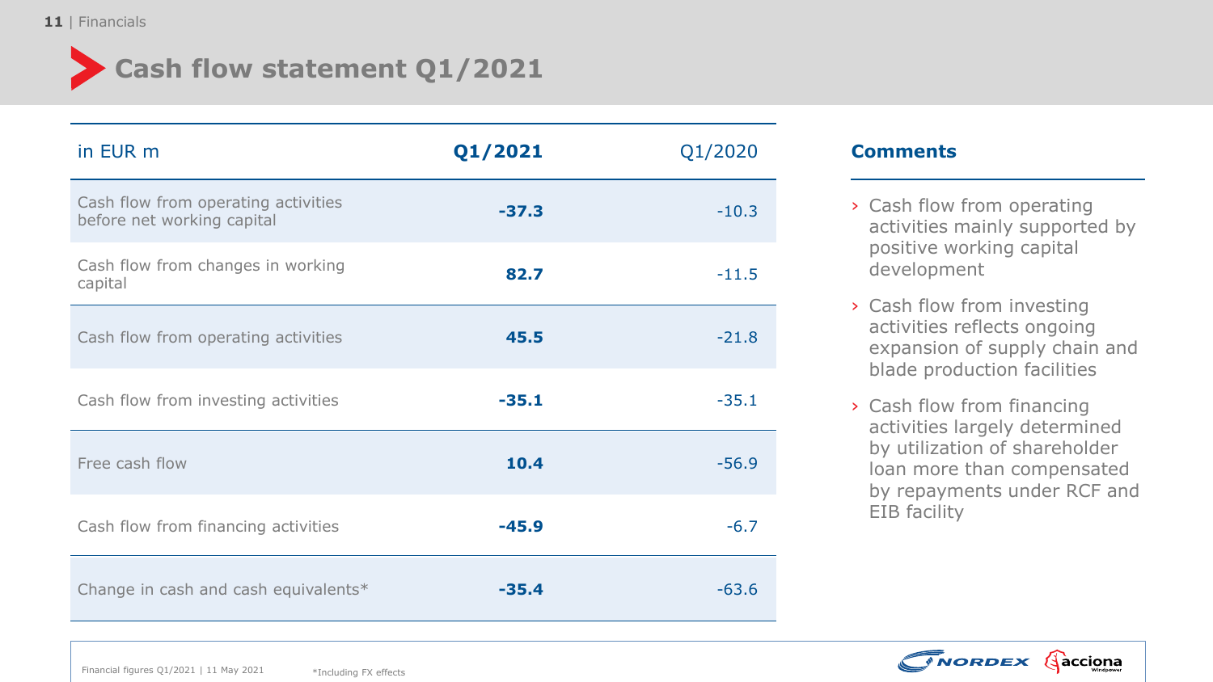# Cash flow statement Q1/2021

| in EUR m | **Q1/2021** | Q1/2020 |
|---|---|---|
| Cash flow from operating activities before net working capital | **-37.3** | -10.3 |
| Cash flow from changes in working capital | **82.7** | -11.5 |
| Cash flow from operating activities | **45.5** | -21.8 |
| Cash flow from investing activities | **-35.1** | -35.1 |
| Free cash flow | **10.4** | -56.9 |
| Cash flow from financing activities | **-45.9** | -6.7 |
| Change in cash and cash equivalents* | **-35.4** | -63.6 |

## Comments

- Cash flow from operating activities mainly supported by positive working capital development
- Cash flow from investing activities reflects ongoing expansion of supply chain and blade production facilities
- Cash flow from financing activities largely determined by utilization of shareholder loan more than compensated by repayments under RCF and EIB facility

*Including FX effects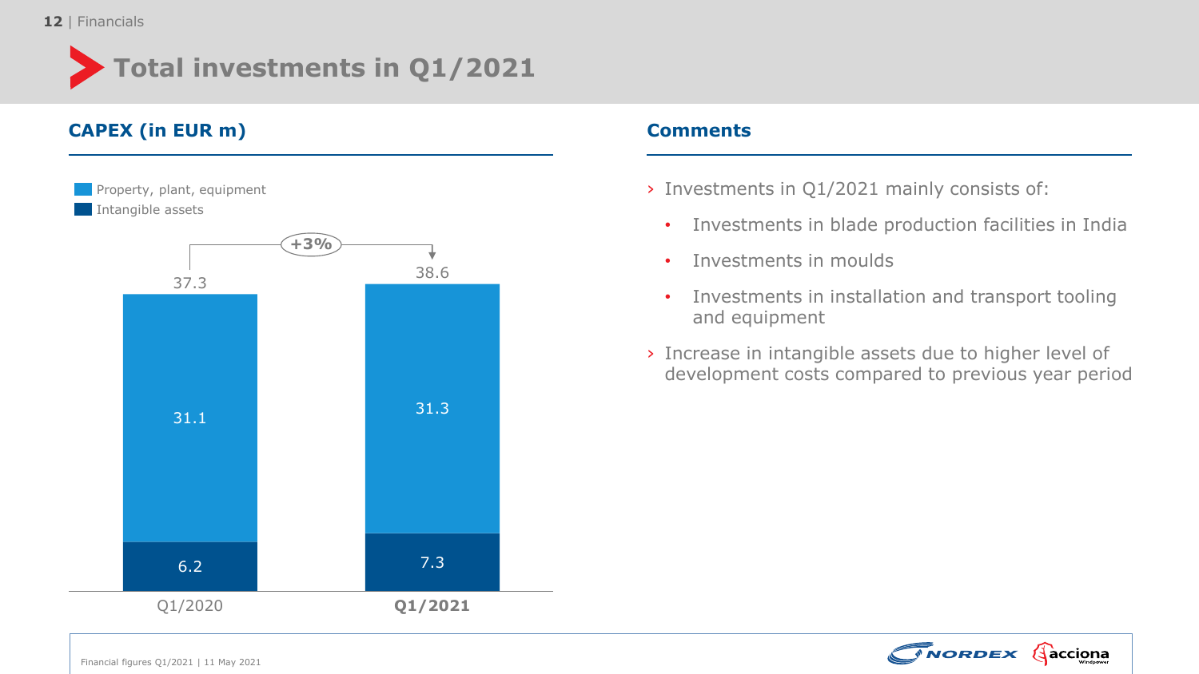# Total investments in Q1/2021

## CAPEX (in EUR m)

| | Q1/2020 | Q1/2021 |
|---|---|---|
| Property, plant, equipment | 31.1 | 31.3 |
| Intangible assets | 6.2 | 7.3 |
| Total | 37.3 | 38.6 |

+3%

## Comments

- Investments in Q1/2021 mainly consists of:
  - Investments in blade production facilities in India
  - Investments in moulds
  - Investments in installation and transport tooling and equipment
- Increase in intangible assets due to higher level of development costs compared to previous year period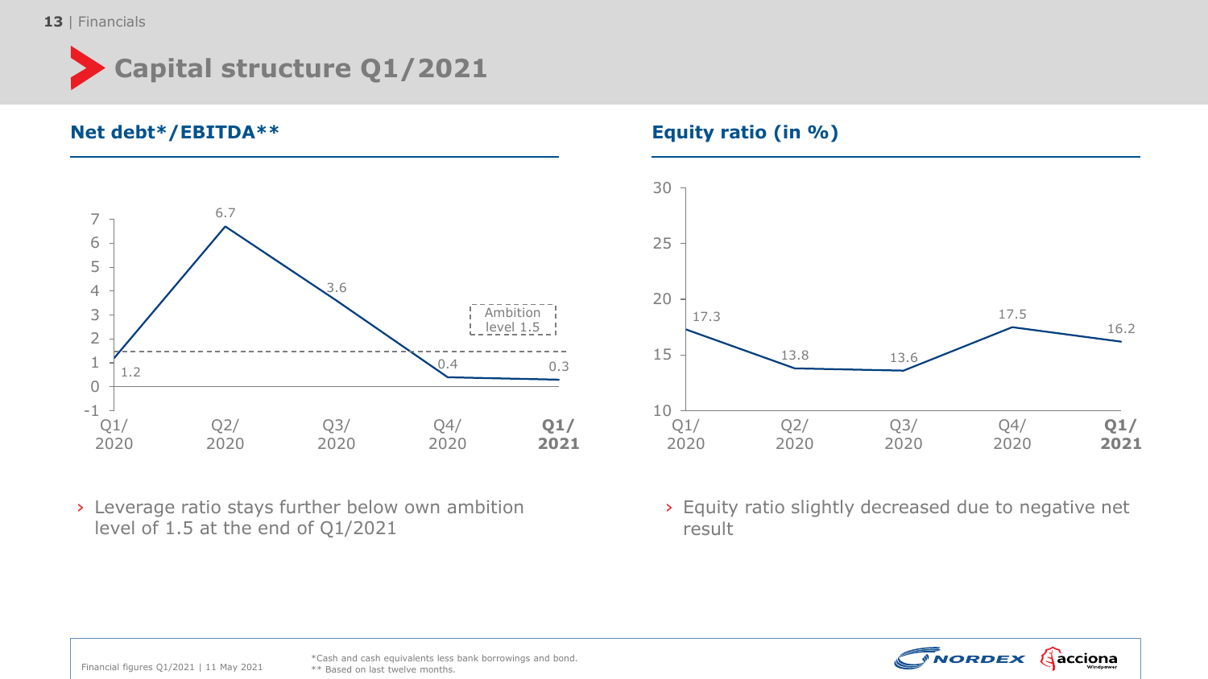# Capital structure Q1/2021

## Net debt*/EBITDA**

| Q1/2020 | Q2/2020 | Q3/2020 | Q4/2020 | Q1/2021 |
|---|---|---|---|---|
| 1.2 | 6.7 | 3.6 | 0.4 | 0.3 |

Ambition level 1.5

› Leverage ratio stays further below own ambition level of 1.5 at the end of Q1/2021

## Equity ratio (in %)

| Q1/2020 | Q2/2020 | Q3/2020 | Q4/2020 | Q1/2021 |
|---|---|---|---|---|
| 17.3 | 13.8 | 13.6 | 17.5 | 16.2 |

› Equity ratio slightly decreased due to negative net result

*Cash and cash equivalents less bank borrowings and bond.
** Based on last twelve months.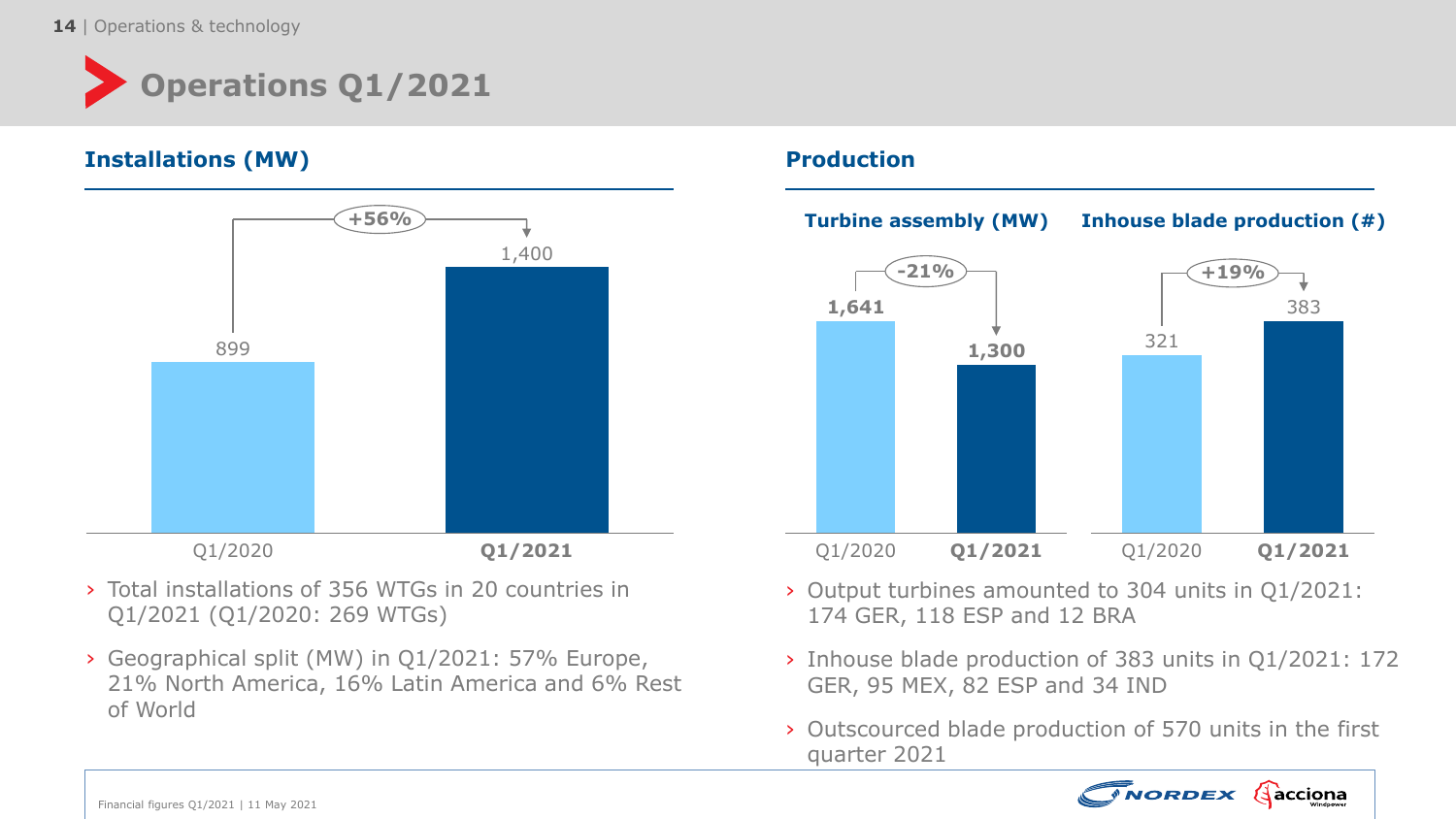# Operations Q1/2021

## Installations (MW)

| | Q1/2020 | Q1/2021 |
|---|---|---|
| Installations (MW) | 899 | 1,400 |

+56%

- Total installations of 356 WTGs in 20 countries in Q1/2021 (Q1/2020: 269 WTGs)
- Geographical split (MW) in Q1/2021: 57% Europe, 21% North America, 16% Latin America and 6% Rest of World

## Production

### Turbine assembly (MW)

| | Q1/2020 | Q1/2021 |
|---|---|---|
| Turbine assembly (MW) | 1,641 | 1,300 |

-21%

### Inhouse blade production (#)

| | Q1/2020 | Q1/2021 |
|---|---|---|
| Inhouse blade production (#) | 321 | 383 |

+19%

- Output turbines amounted to 304 units in Q1/2021: 174 GER, 118 ESP and 12 BRA
- Inhouse blade production of 383 units in Q1/2021: 172 GER, 95 MEX, 82 ESP and 34 IND
- Outscourced blade production of 570 units in the first quarter 2021

Financial figures Q1/2021 | 11 May 2021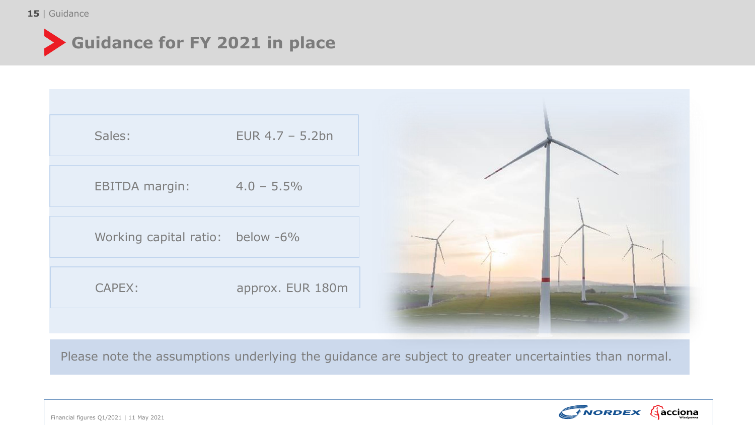# Guidance for FY 2021 in place

| | |
|---|---|
| Sales: | EUR 4.7 – 5.2bn |
| EBITDA margin: | 4.0 – 5.5% |
| Working capital ratio: | below -6% |
| CAPEX: | approx. EUR 180m |

Please note the assumptions underlying the guidance are subject to greater uncertainties than normal.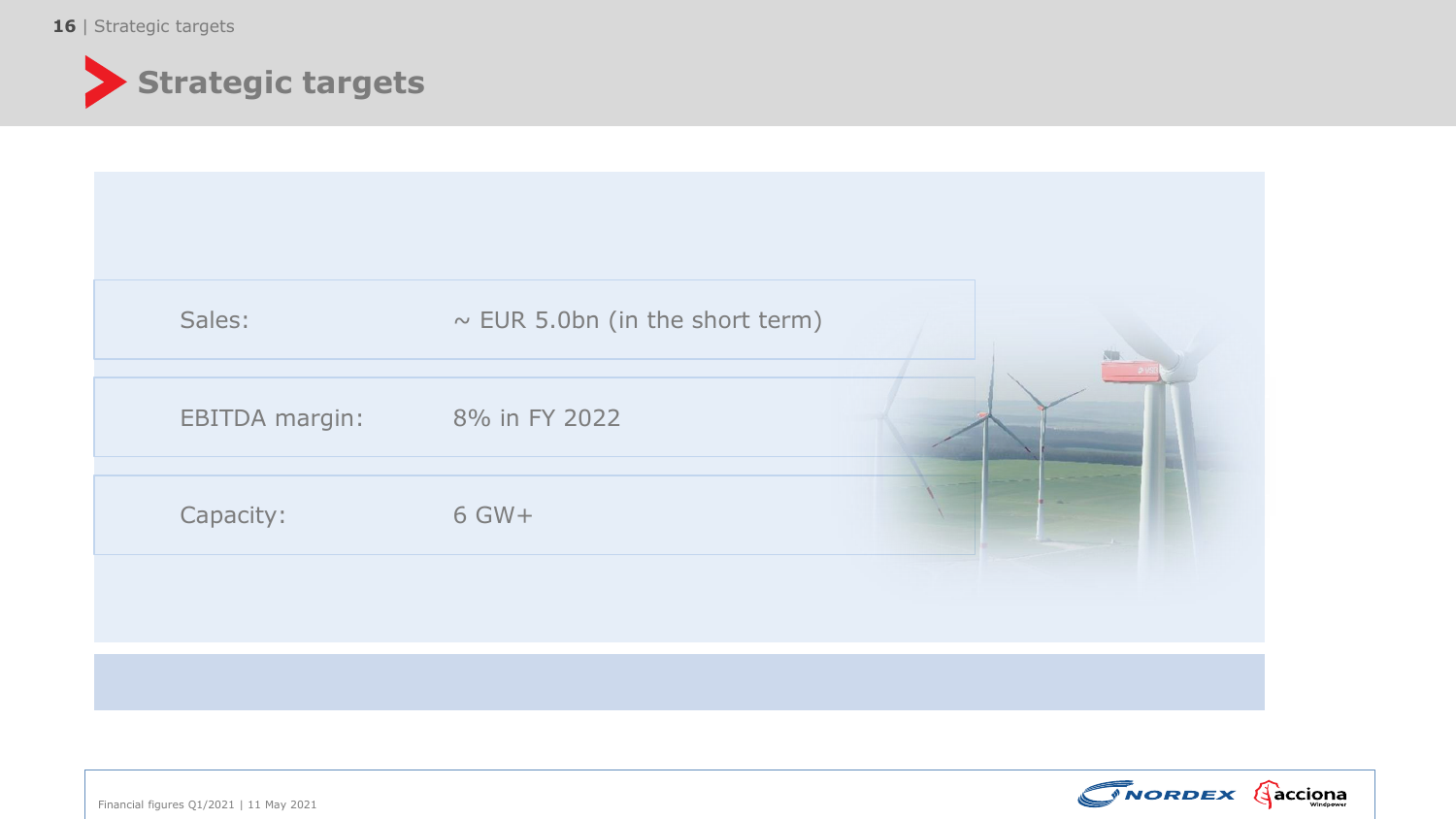# Strategic targets

| | |
|---|---|
| Sales: | ~ EUR 5.0bn (in the short term) |
| EBITDA margin: | 8% in FY 2022 |
| Capacity: | 6 GW+ |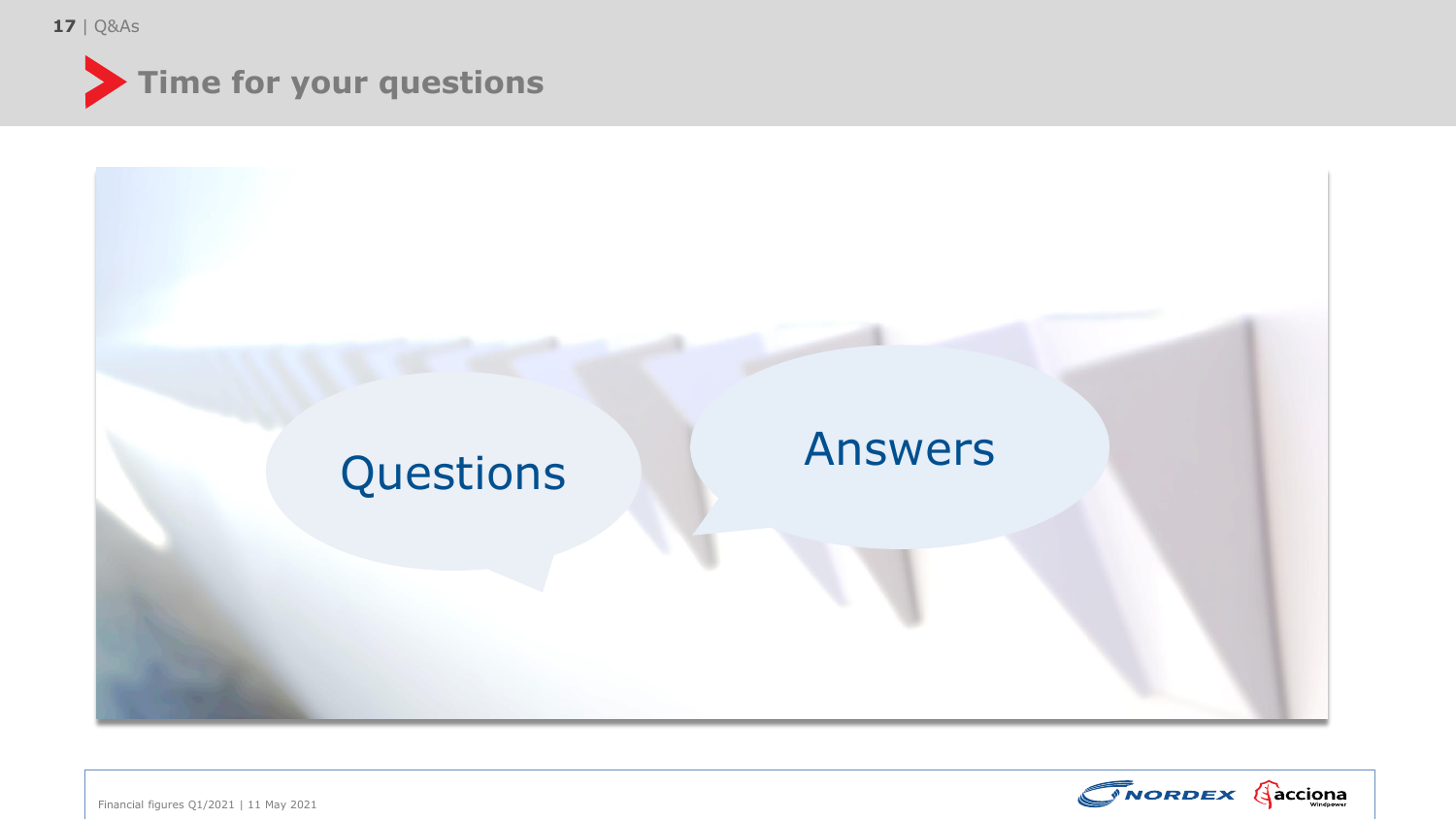# Time for your questions

Questions

Answers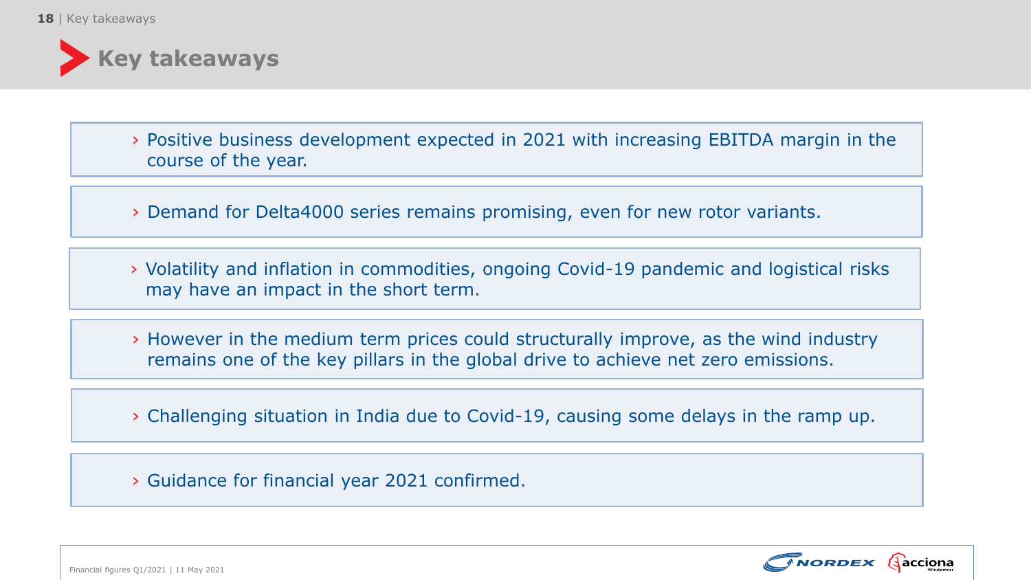# Key takeaways

- Positive business development expected in 2021 with increasing EBITDA margin in the course of the year.
- Demand for Delta4000 series remains promising, even for new rotor variants.
- Volatility and inflation in commodities, ongoing Covid-19 pandemic and logistical risks may have an impact in the short term.
- However in the medium term prices could structurally improve, as the wind industry remains one of the key pillars in the global drive to achieve net zero emissions.
- Challenging situation in India due to Covid-19, causing some delays in the ramp up.
- Guidance for financial year 2021 confirmed.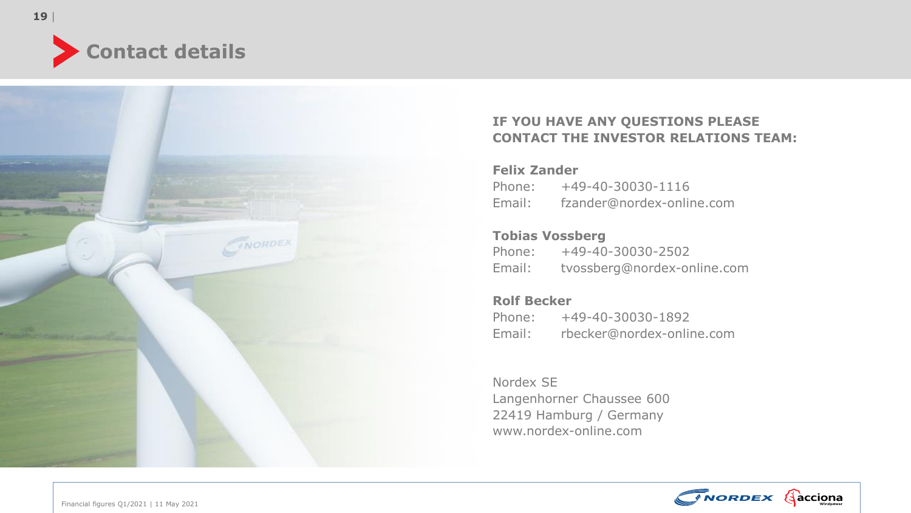# Contact details

**IF YOU HAVE ANY QUESTIONS PLEASE CONTACT THE INVESTOR RELATIONS TEAM:**

**Felix Zander**
Phone: +49-40-30030-1116
Email: fzander@nordex-online.com

**Tobias Vossberg**
Phone: +49-40-30030-2502
Email: tvossberg@nordex-online.com

**Rolf Becker**
Phone: +49-40-30030-1892
Email: rbecker@nordex-online.com

Nordex SE
Langenhorner Chaussee 600
22419 Hamburg / Germany
www.nordex-online.com